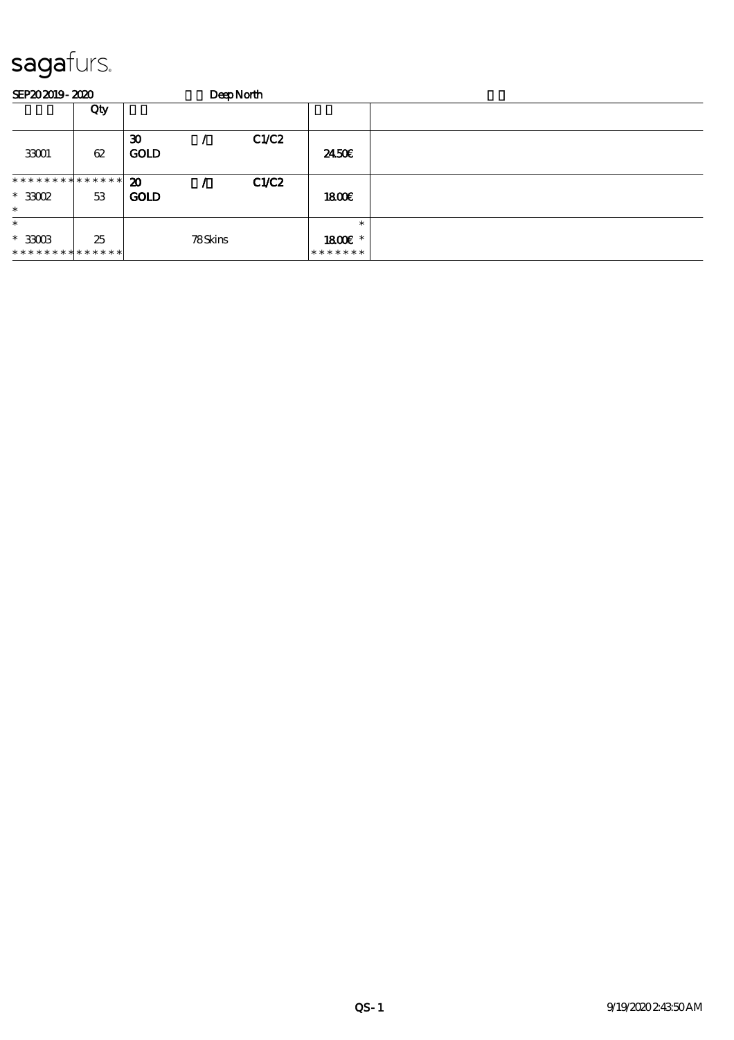# sagafurs.

SEP20 2019 - 2020 Deep North

| | Qty | | | | | |
|---|---|---|---|---|---|---|
| 33001 | 62 | 30 GOLD | / | C1/C2 | 24.50€ | |
| ************* <br>* 33002 <br>* | 53 | 20 GOLD | / | C1/C2 | 18.00€ | |
| * <br>* 33003 <br>************* | 25 | | 78 Skins | | * <br>18.00€ * <br>******* | |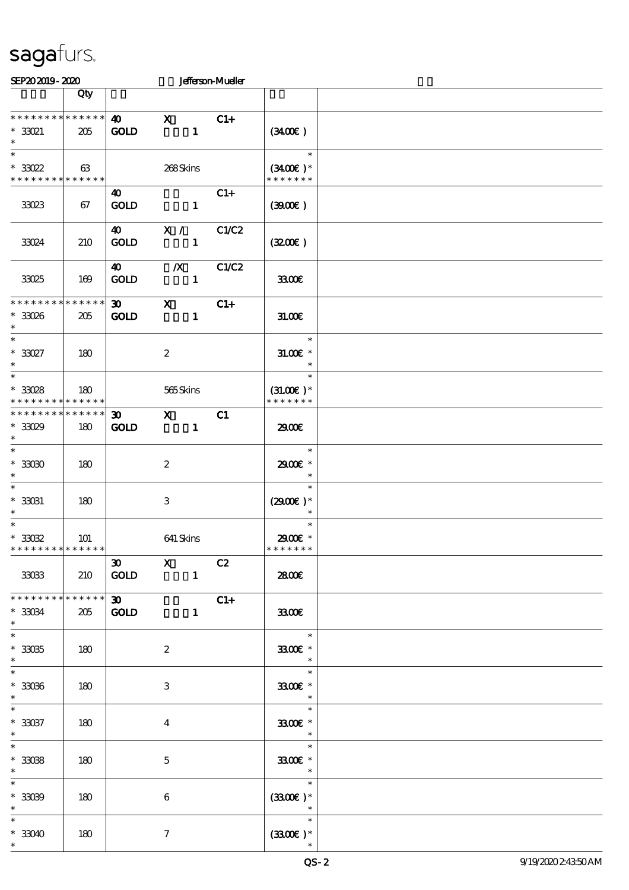**SEP20 2019 - 2020** Jefferson-Mueller

| | Qty | | | | |
|---|---|---|---|---|---|
| * * * * * * * * * * * * * * | | 40 | X | C1+ | |
| * 33021 | 205 | GOLD | 1 | | (34.00€) |
| * | | | | | |
| * | | | | | * |
| * 33022 | 63 | | 268 Skins | | (34.00€) * |
| * * * * * * * * * * * * * * | | | | | * * * * * * * |
| | | 40 | | C1+ | |
| 33023 | 67 | GOLD | 1 | | (39.00€) |
| | | 40 | X / | C1/C2 | |
| 33024 | 210 | GOLD | 1 | | (32.00€) |
| | | 40 | /X | C1/C2 | |
| 33025 | 169 | GOLD | 1 | | 33.00€ |
| * * * * * * * * * * * * * * | | 30 | X | C1+ | |
| * 33026 | 205 | GOLD | 1 | | 31.00€ |
| * | | | | | |
| * | | | | | * |
| * 33027 | 180 | | 2 | | 31.00€ * |
| * | | | | | * |
| * | | | | | * |
| * 33028 | 180 | | 565 Skins | | (31.00€) * |
| * * * * * * * * * * * * * * | | | | | * * * * * * * |
| * * * * * * * * * * * * * * | | 30 | X | C1 | |
| * 33029 | 180 | GOLD | 1 | | 29.00€ |
| * | | | | | |
| * | | | | | * |
| * 33030 | 180 | | 2 | | 29.00€ * |
| * | | | | | * |
| * | | | | | * |
| * 33031 | 180 | | 3 | | (29.00€) * |
| * | | | | | * |
| * | | | | | * |
| * 33032 | 101 | | 641 Skins | | 29.00€ * |
| * * * * * * * * * * * * * * | | | | | * * * * * * * |
| | | 30 | X | C2 | |
| 33033 | 210 | GOLD | 1 | | 28.00€ |
| * * * * * * * * * * * * * * | | 30 | | C1+ | |
| * 33034 | 205 | GOLD | 1 | | 33.00€ |
| * | | | | | |
| * | | | | | * |
| * 33035 | 180 | | 2 | | 33.00€ * |
| * | | | | | * |
| * | | | | | * |
| * 33036 | 180 | | 3 | | 33.00€ * |
| * | | | | | * |
| * | | | | | * |
| * 33037 | 180 | | 4 | | 33.00€ * |
| * | | | | | * |
| * | | | | | * |
| * 33038 | 180 | | 5 | | 33.00€ * |
| * | | | | | * |
| * | | | | | * |
| * 33039 | 180 | | 6 | | (33.00€) * |
| * | | | | | * |
| * | | | | | * |
| * 33040 | 180 | | 7 | | (33.00€) * |
| * | | | | | * |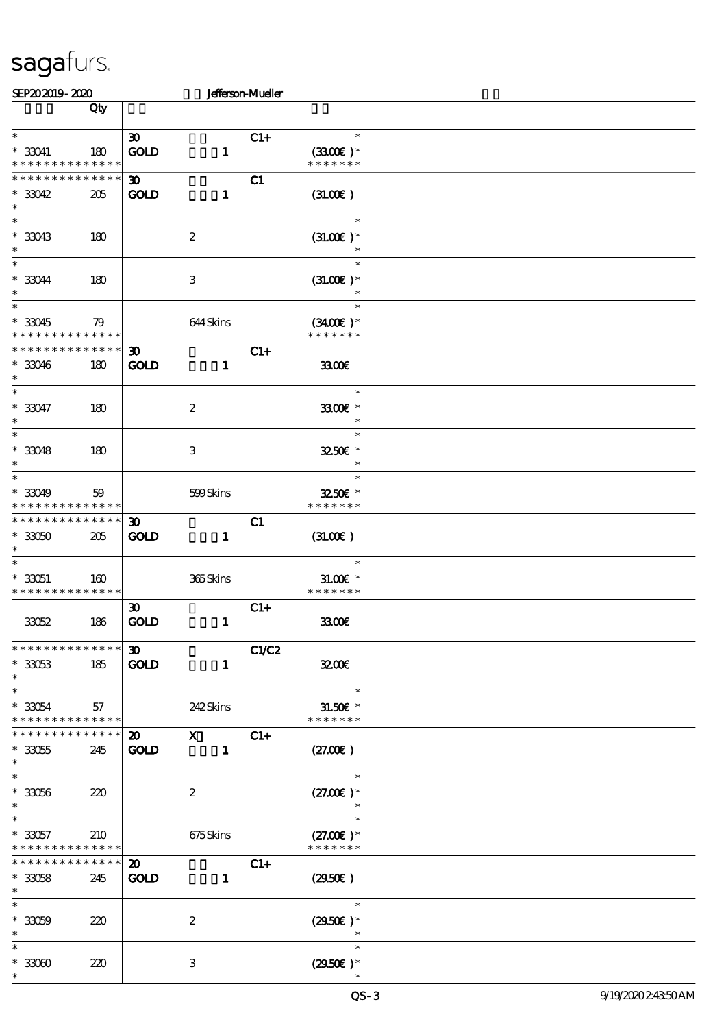SEP20 2019 - 2020 Jefferson-Mueller

| | Qty | | | | | |
|---|---|---|---|---|---|---|
| * 33041 * * * * * * * * * * * * * * | 180 | 30 GOLD | 1 | C1+ | * (33.00€) * * * * * * * * | |
| * * * * * * * * * * * * * * 33042 * | 205 | 30 GOLD | 1 | C1 | (31.00€) | |
| * 33043 * | 180 | | 2 | | * (31.00€) * * | |
| * 33044 * | 180 | | 3 | | * (31.00€) * * | |
| * 33045 * * * * * * * * * * * * * * | 79 | | 644 Skins | | * (34.00€) * * * * * * * * | |
| * * * * * * * * * * * * * * 33046 * | 180 | 30 GOLD | 1 | C1+ | 33.00€ | |
| * 33047 * | 180 | | 2 | | * 33.00€ * * | |
| * 33048 * | 180 | | 3 | | * 32.50€ * * | |
| * 33049 * * * * * * * * * * * * * * | 59 | | 599 Skins | | * 32.50€ * * * * * * * * | |
| * * * * * * * * * * * * * * 33050 * | 205 | 30 GOLD | 1 | C1 | (31.00€) | |
| * 33051 * * * * * * * * * * * * * * | 160 | | 365 Skins | | * 31.00€ * * * * * * * * | |
| 33052 | 186 | 30 GOLD | 1 | C1+ | 33.00€ | |
| * * * * * * * * * * * * * * 33053 * | 185 | 30 GOLD | 1 | C1/C2 | 32.00€ | |
| * 33054 * * * * * * * * * * * * * * | 57 | | 242 Skins | | * 31.50€ * * * * * * * * | |
| * * * * * * * * * * * * * * 33055 * | 245 | 20 GOLD | X 1 | C1+ | (27.00€) | |
| * 33056 * | 220 | | 2 | | * (27.00€) * * | |
| * 33057 * * * * * * * * * * * * * * | 210 | | 675 Skins | | * (27.00€) * * * * * * * * | |
| * * * * * * * * * * * * * * 33058 * | 245 | 20 GOLD | 1 | C1+ | (29.50€) | |
| * 33059 * | 220 | | 2 | | * (29.50€) * * | |
| * 33060 * | 220 | | 3 | | * (29.50€) * * | |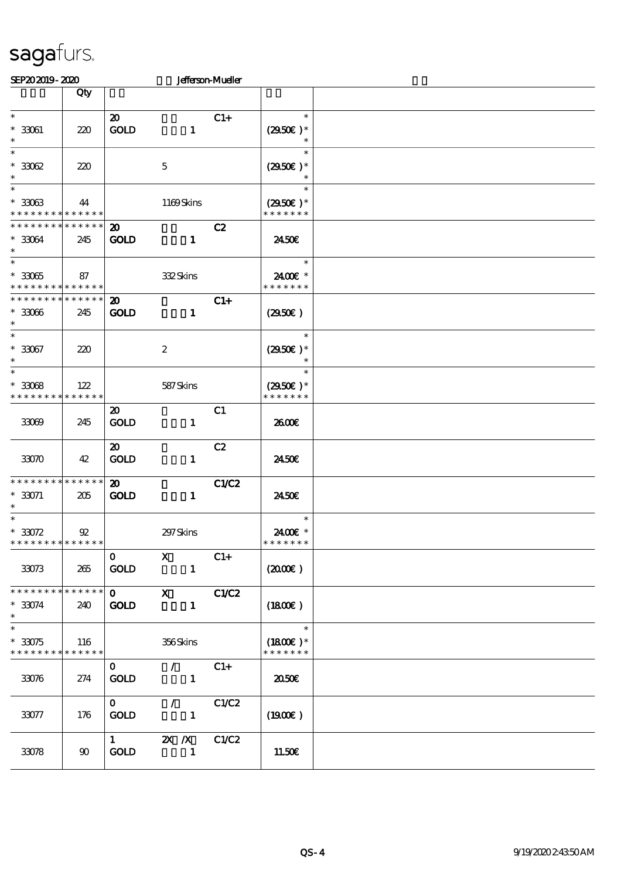sagafurs.

SEP20 2019 - 2020 Jefferson-Mueller

| | Qty | | | | | |
|---|---|---|---|---|---|---|
| * 33061 * | 220 | 20 GOLD | 1 | C1+ | * (29.50€ )* * | |
| * 33062 * | 220 | | 5 | | * (29.50€ )* * | |
| * 33063 * * * * * * * * * * * * * * | 44 | | 1169 Skins | | * (29.50€ )* * * * * * * * | |
| * * * * * * * * * * * * * * 33064 * | 245 | 20 GOLD | 1 | C2 | 24.50€ | |
| * 33065 * * * * * * * * * * * * * * | 87 | | 332 Skins | | * 24.00€ * * * * * * * * | |
| * * * * * * * * * * * * * * 33066 * | 245 | 20 GOLD | 1 | C1+ | (29.50€ ) | |
| * 33067 * | 220 | | 2 | | * (29.50€ )* * | |
| * 33068 * * * * * * * * * * * * * * | 122 | | 587 Skins | | * (29.50€ )* * * * * * * * | |
| 33069 | 245 | 20 GOLD | 1 | C1 | 26.00€ | |
| 33070 | 42 | 20 GOLD | 1 | C2 | 24.50€ | |
| * * * * * * * * * * * * * * 33071 * | 205 | 20 GOLD | 1 | C1/C2 | 24.50€ | |
| * 33072 * * * * * * * * * * * * * * | 92 | | 297 Skins | | * 24.00€ * * * * * * * * | |
| 33073 | 265 | 0 GOLD | X 1 | C1+ | (20.00€ ) | |
| * * * * * * * * * * * * * * 33074 * | 240 | 0 GOLD | X 1 | C1/C2 | (18.00€ ) | |
| * 33075 * * * * * * * * * * * * * * | 116 | | 356 Skins | | * (18.00€ )* * * * * * * * | |
| 33076 | 274 | 0 GOLD | / 1 | C1+ | 20.50€ | |
| 33077 | 176 | 0 GOLD | / 1 | C1/C2 | (19.00€ ) | |
| 33078 | 90 | 1 GOLD | 2X /X 1 | C1/C2 | 11.50€ | |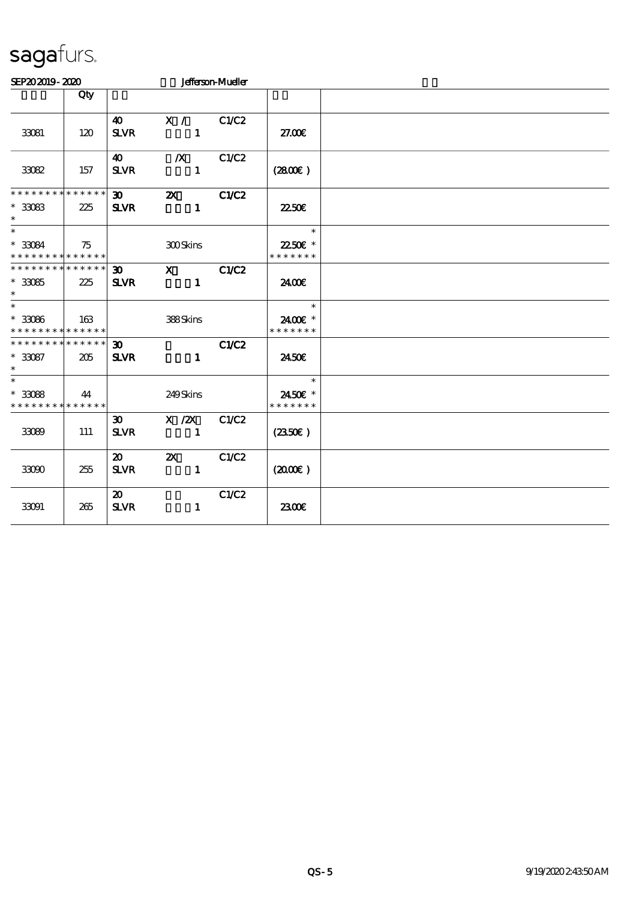# sagafurs.

SEP20 2019 - 2020 Jefferson-Mueller

| | Qty | | | | | |
|---|---|---|---|---|---|---|
| 33081 | 120 | 40 SLVR | X / 1 | C1/C2 | 27.00€ | |
| 33082 | 157 | 40 SLVR | /X 1 | C1/C2 | (28.00€) | |
| * * * * * * * * * * * * * * 33083 * | 225 | 30 SLVR | 2X 1 | C1/C2 | 22.50€ | |
| * * 33084 * * * * * * * * * * * * * * | 75 | | 300 Skins | | * 22.50€ * * * * * * * * | |
| * * * * * * * * * * * * * * 33085 * | 225 | 30 SLVR | X 1 | C1/C2 | 24.00€ | |
| * * 33086 * * * * * * * * * * * * * * | 163 | | 388 Skins | | * 24.00€ * * * * * * * * | |
| * * * * * * * * * * * * * * 33087 * | 205 | 30 SLVR | 1 | C1/C2 | 24.50€ | |
| * * 33088 * * * * * * * * * * * * * * | 44 | | 249 Skins | | * 24.50€ * * * * * * * * | |
| 33089 | 111 | 30 SLVR | X /2X 1 | C1/C2 | (23.50€) | |
| 33090 | 255 | 20 SLVR | 2X 1 | C1/C2 | (20.00€) | |
| 33091 | 265 | 20 SLVR | 1 | C1/C2 | 23.00€ | |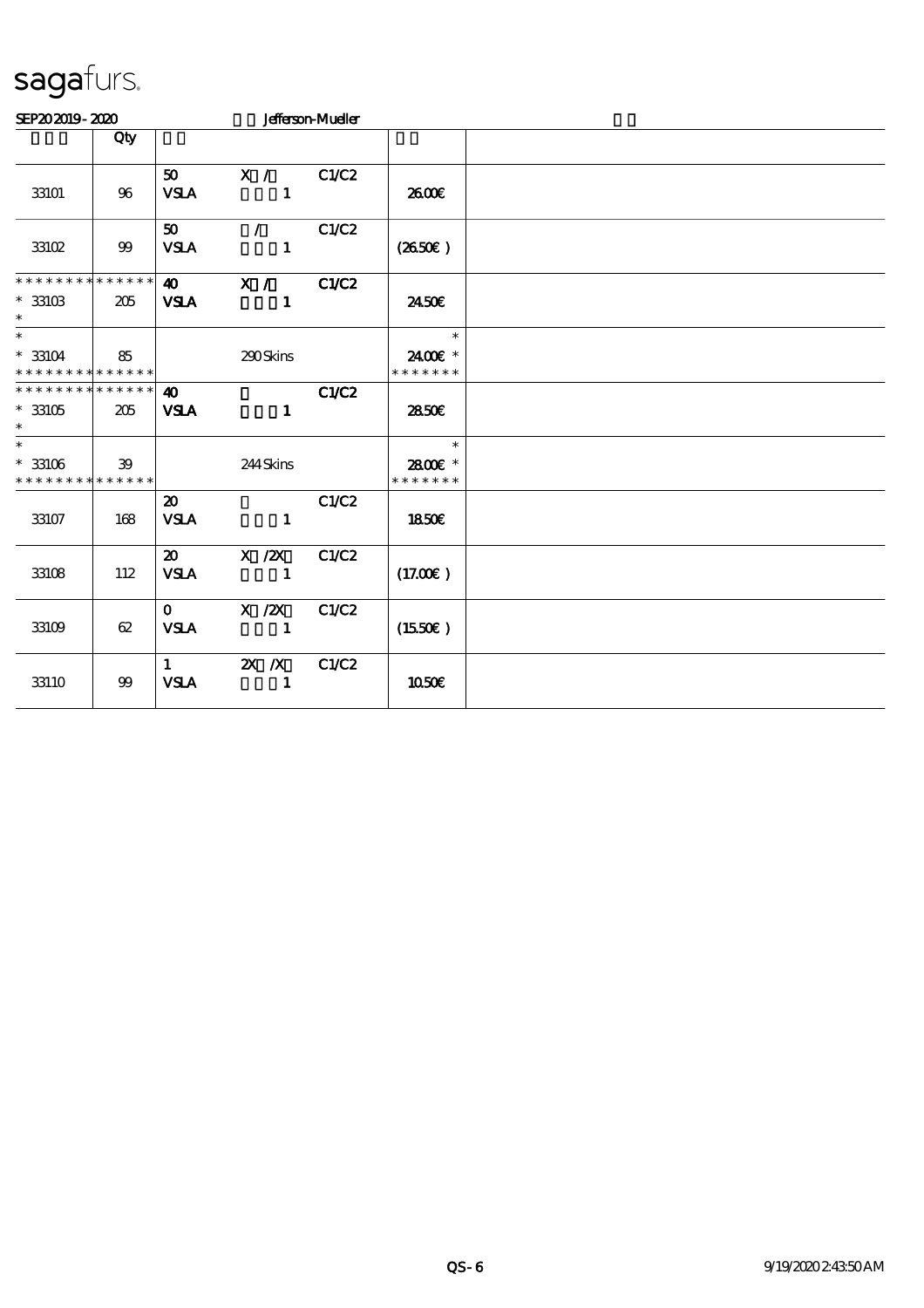sagafurs.

SEP20 2019 - 2020 Jefferson-Mueller

| | Qty | | | | | |
|---|---|---|---|---|---|---|
| 33101 | 96 | 50 VSLA | X / 1 | C1/C2 | 26.00€ | |
| 33102 | 99 | 50 VSLA | / 1 | C1/C2 | (26.50€ ) | |
| * * * * * * * * * * * * * * 33103 * | 205 | 40 VSLA | X / 1 | C1/C2 | 24.50€ | |
| * * 33104 * * * * * * * * * * * * * * | 85 | | 290 Skins | | * 24.00€ * * * * * * * * | |
| * * * * * * * * * * * * * * 33105 * | 205 | 40 VSLA | 1 | C1/C2 | 28.50€ | |
| * * 33106 * * * * * * * * * * * * * * | 39 | | 244 Skins | | * 28.00€ * * * * * * * * | |
| 33107 | 168 | 20 VSLA | 1 | C1/C2 | 18.50€ | |
| 33108 | 112 | 20 VSLA | X /2X 1 | C1/C2 | (17.00€ ) | |
| 33109 | 62 | 0 VSLA | X /2X 1 | C1/C2 | (15.50€ ) | |
| 33110 | 99 | 1 VSLA | 2X /X 1 | C1/C2 | 10.50€ | |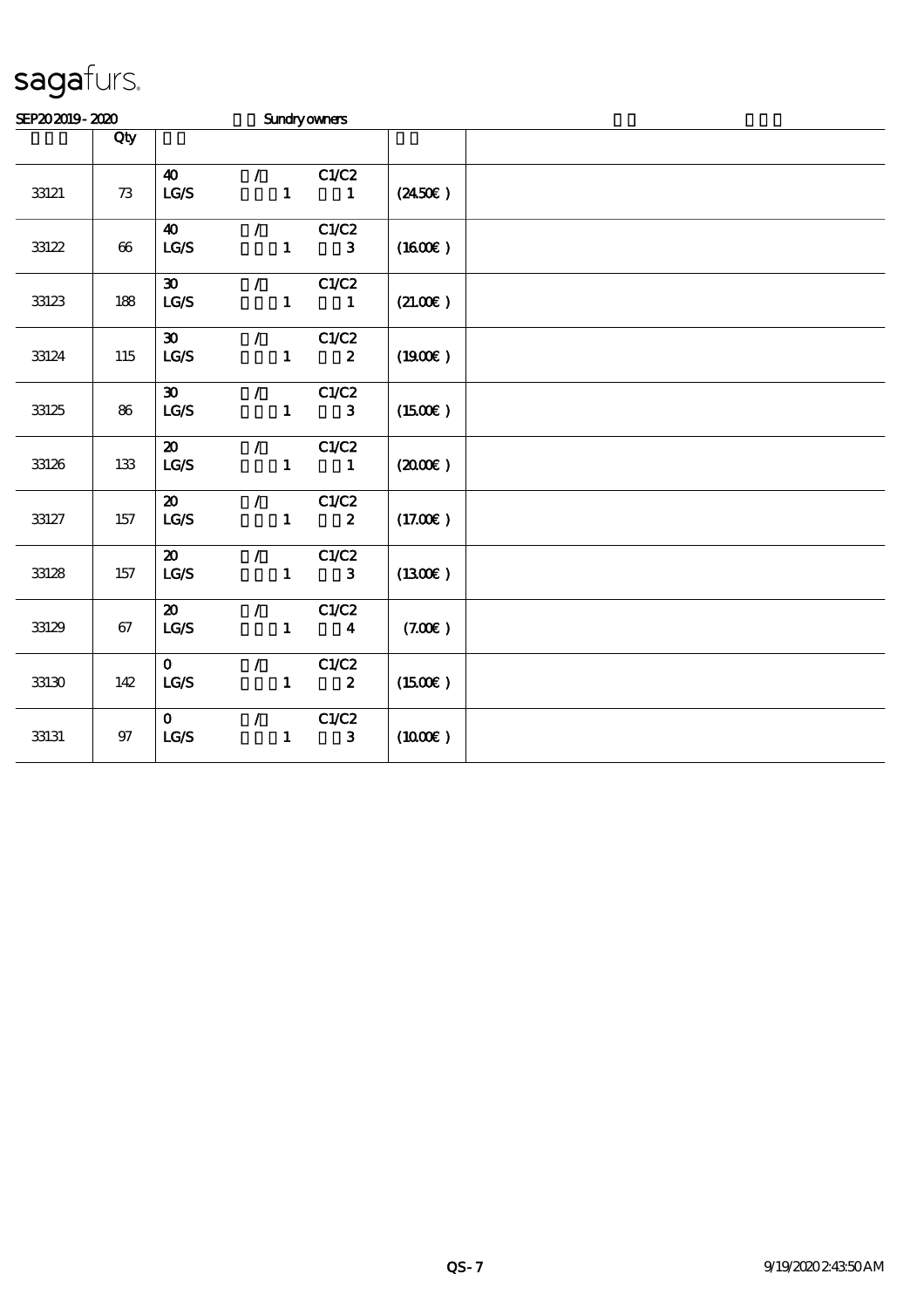sagafurs.

SEP20 2019 - 2020 Sundry owners

| | Qty | | | | |
|---|---|---|---|---|---|
| 33121 | 73 | 40 / C1/C2<br>LG/S 1 1 | (24.50€ ) | |
| 33122 | 66 | 40 / C1/C2<br>LG/S 1 3 | (16.00€ ) | |
| 33123 | 188 | 30 / C1/C2<br>LG/S 1 1 | (21.00€ ) | |
| 33124 | 115 | 30 / C1/C2<br>LG/S 1 2 | (19.00€ ) | |
| 33125 | 86 | 30 / C1/C2<br>LG/S 1 3 | (15.00€ ) | |
| 33126 | 133 | 20 / C1/C2<br>LG/S 1 1 | (20.00€ ) | |
| 33127 | 157 | 20 / C1/C2<br>LG/S 1 2 | (17.00€ ) | |
| 33128 | 157 | 20 / C1/C2<br>LG/S 1 3 | (13.00€ ) | |
| 33129 | 67 | 20 / C1/C2<br>LG/S 1 4 | (7.00€ ) | |
| 33130 | 142 | 0 / C1/C2<br>LG/S 1 2 | (15.00€ ) | |
| 33131 | 97 | 0 / C1/C2<br>LG/S 1 3 | (10.00€ ) | |

QS-7 9/19/2020 2:43:50 AM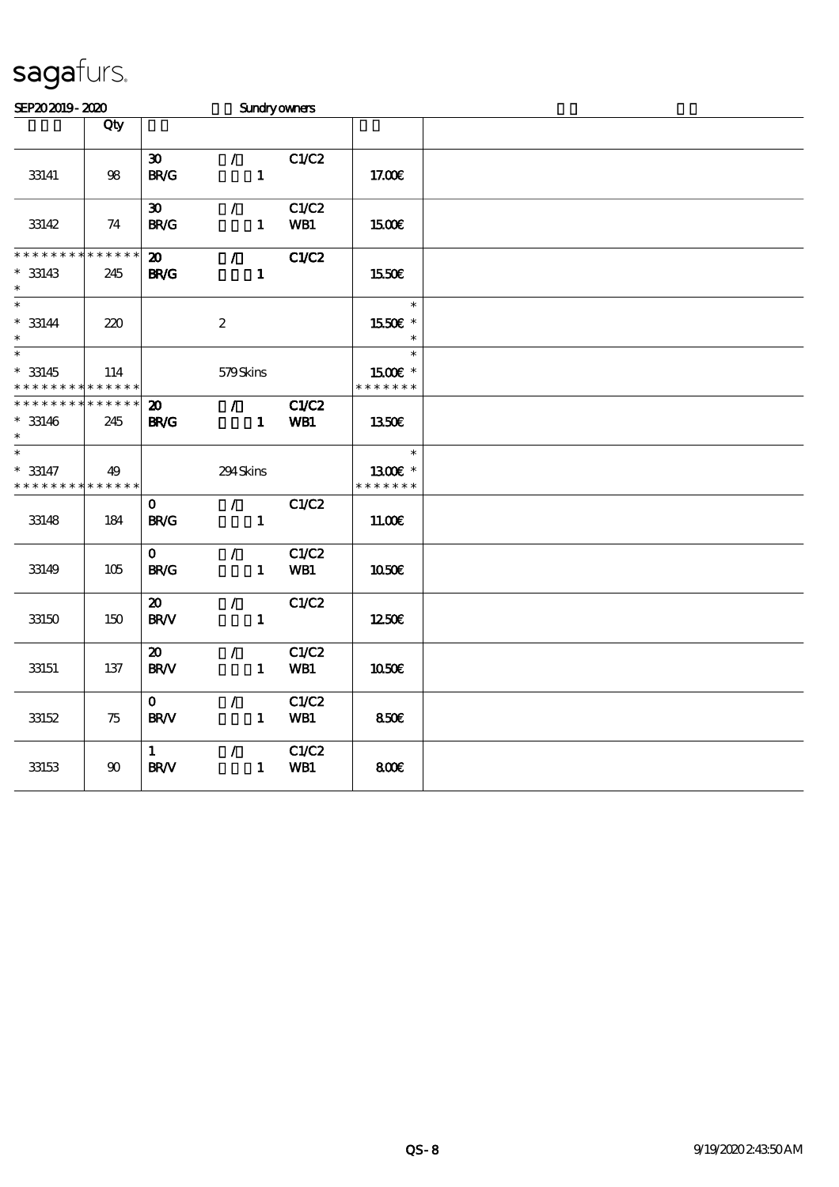# sagafurs.

SEP20 2019 - 2020 Sundry owners

| | Qty | | | | | |
|---|---|---|---|---|---|---|
| 33141 | 98 | 30 BR/G | / 1 | C1/C2 | 17.00€ | |
| 33142 | 74 | 30 BR/G | / 1 | C1/C2 WB1 | 15.00€ | |
| * * * * * * * * * * * * * * 33143 * | 245 | 20 BR/G | / 1 | C1/C2 | 15.50€ | |
| * 33144 * | 220 | | 2 | | 15.50€ * | |
| * 33145 * * * * * * * * * * * * * * | 114 | | 579 Skins | | 15.00€ * * * * * * * * | |
| * * * * * * * * * * * * * * 33146 * | 245 | 20 BR/G | / 1 | C1/C2 WB1 | 13.50€ | |
| * 33147 * * * * * * * * * * * * * * | 49 | | 294 Skins | | 13.00€ * * * * * * * * | |
| 33148 | 184 | 0 BR/G | / 1 | C1/C2 | 11.00€ | |
| 33149 | 105 | 0 BR/G | / 1 | C1/C2 WB1 | 10.50€ | |
| 33150 | 150 | 20 BR/V | / 1 | C1/C2 | 12.50€ | |
| 33151 | 137 | 20 BR/V | / 1 | C1/C2 WB1 | 10.50€ | |
| 33152 | 75 | 0 BR/V | / 1 | C1/C2 WB1 | 8.50€ | |
| 33153 | 90 | 1 BR/V | / 1 | C1/C2 WB1 | 8.00€ | |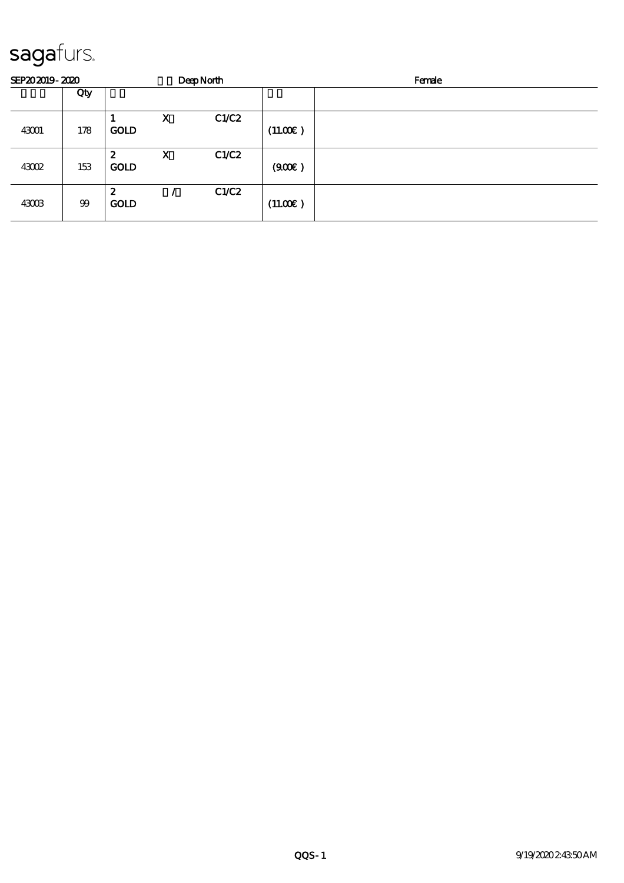# sagafurs.

SEP20 2019 - 2020 Deep North Female

| | Qty | | | | | |
|---|---|---|---|---|---|---|
| 43001 | 178 | 1<br>GOLD | X | C1/C2 | (11.00€ ) | |
| 43002 | 153 | 2<br>GOLD | X | C1/C2 | (9.00€ ) | |
| 43003 | 99 | 2<br>GOLD | / | C1/C2 | (11.00€ ) | |

QQS - 1 9/19/2020 2:43:50 AM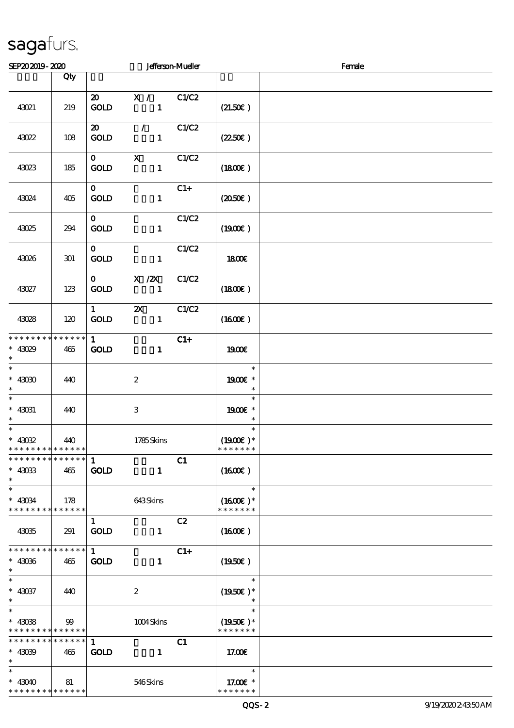SEP20 2019 - 2020 Jefferson-Mueller Female

| | Qty | | | |
|---|---|---|---|---|
| 43021 | 219 | 20 GOLD X / 1 C1/C2 | (21.50€ ) | |
| 43022 | 108 | 20 GOLD / 1 C1/C2 | (22.50€ ) | |
| 43023 | 185 | 0 GOLD X 1 C1/C2 | (18.00€ ) | |
| 43024 | 405 | 0 GOLD 1 C1+ | (20.50€ ) | |
| 43025 | 294 | 0 GOLD 1 C1/C2 | (19.00€ ) | |
| 43026 | 301 | 0 GOLD 1 C1/C2 | 18.00€ | |
| 43027 | 123 | 0 GOLD X /2X 1 C1/C2 | (18.00€ ) | |
| 43028 | 120 | 1 GOLD 2X 1 C1/C2 | (16.00€ ) | |
| * * * * * * * * * * * * * * * 43029 * | 465 | 1 GOLD 1 C1+ | 19.00€ | |
| * * 43030 * | 440 | 2 | * 19.00€ * * | |
| * * 43031 * | 440 | 3 | * 19.00€ * * | |
| * * 43032 * * * * * * * * * * * * * * | 440 | 1785 Skins | * (19.00€ )* * * * * * * * | |
| * * * * * * * * * * * * * * * 43033 * | 465 | 1 GOLD 1 C1 | (16.00€ ) | |
| * * 43034 * * * * * * * * * * * * * * | 178 | 643 Skins | * (16.00€ )* * * * * * * * | |
| 43035 | 291 | 1 GOLD 1 C2 | (16.00€ ) | |
| * * * * * * * * * * * * * * * 43036 * | 465 | 1 GOLD 1 C1+ | (19.50€ ) | |
| * * 43037 * | 440 | 2 | * (19.50€ )* * | |
| * * 43038 * * * * * * * * * * * * * * | 99 | 1004 Skins | * (19.50€ )* * * * * * * * | |
| * * * * * * * * * * * * * * * 43039 * | 465 | 1 GOLD 1 C1 | 17.00€ | |
| * * 43040 * * * * * * * * * * * * * * | 81 | 546 Skins | * 17.00€ * * * * * * * * | |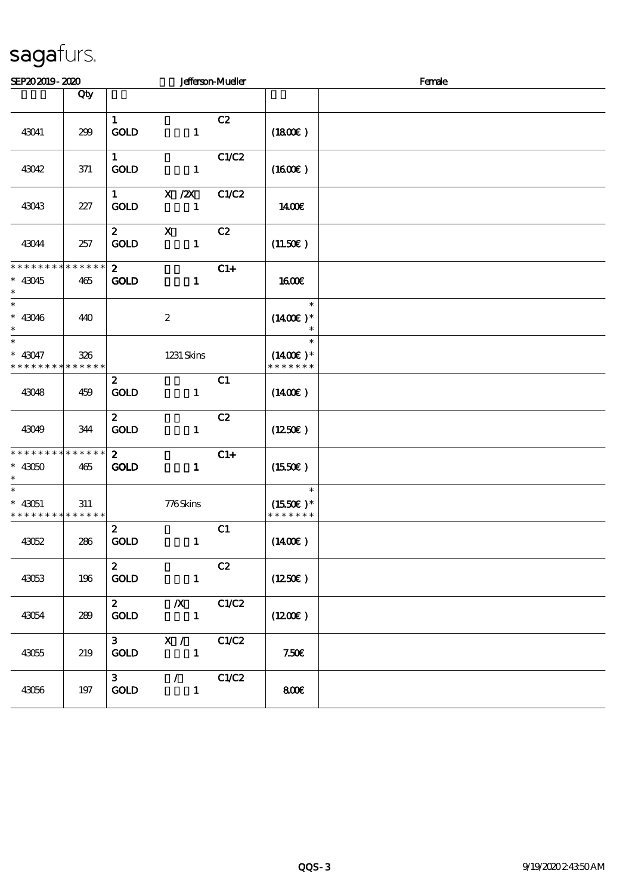sagafurs.

SEP20 2019 - 2020 Jefferson-Mueller Female

| | Qty | | | |
|---|---|---|---|---|
| 43041 | 299 | 1 GOLD 1 C2 | (18.00€) | |
| 43042 | 371 | 1 GOLD 1 C1/C2 | (16.00€) | |
| 43043 | 227 | 1 X /2X GOLD 1 C1/C2 | 14.00€ | |
| 43044 | 257 | 2 X GOLD 1 C2 | (11.50€) | |
| * * * * * * * * * * * * * * 43045 * | 465 | 2 GOLD 1 C1+ | 16.00€ | |
| * * 43046 * | 440 | 2 | * (14.00€) * * | |
| * * 43047 * * * * * * * * * * * * * * | 326 | 1231 Skins | * (14.00€) * * * * * * * * | |
| 43048 | 459 | 2 GOLD 1 C1 | (14.00€) | |
| 43049 | 344 | 2 GOLD 1 C2 | (12.50€) | |
| * * * * * * * * * * * * * * 43050 * | 465 | 2 GOLD 1 C1+ | (15.50€) | |
| * * 43051 * * * * * * * * * * * * * * | 311 | 776 Skins | * (15.50€) * * * * * * * * | |
| 43052 | 286 | 2 GOLD 1 C1 | (14.00€) | |
| 43053 | 196 | 2 GOLD 1 C2 | (12.50€) | |
| 43054 | 289 | 2 /X GOLD 1 C1/C2 | (12.00€) | |
| 43055 | 219 | 3 X / GOLD 1 C1/C2 | 7.50€ | |
| 43056 | 197 | 3 / GOLD 1 C1/C2 | 8.00€ | |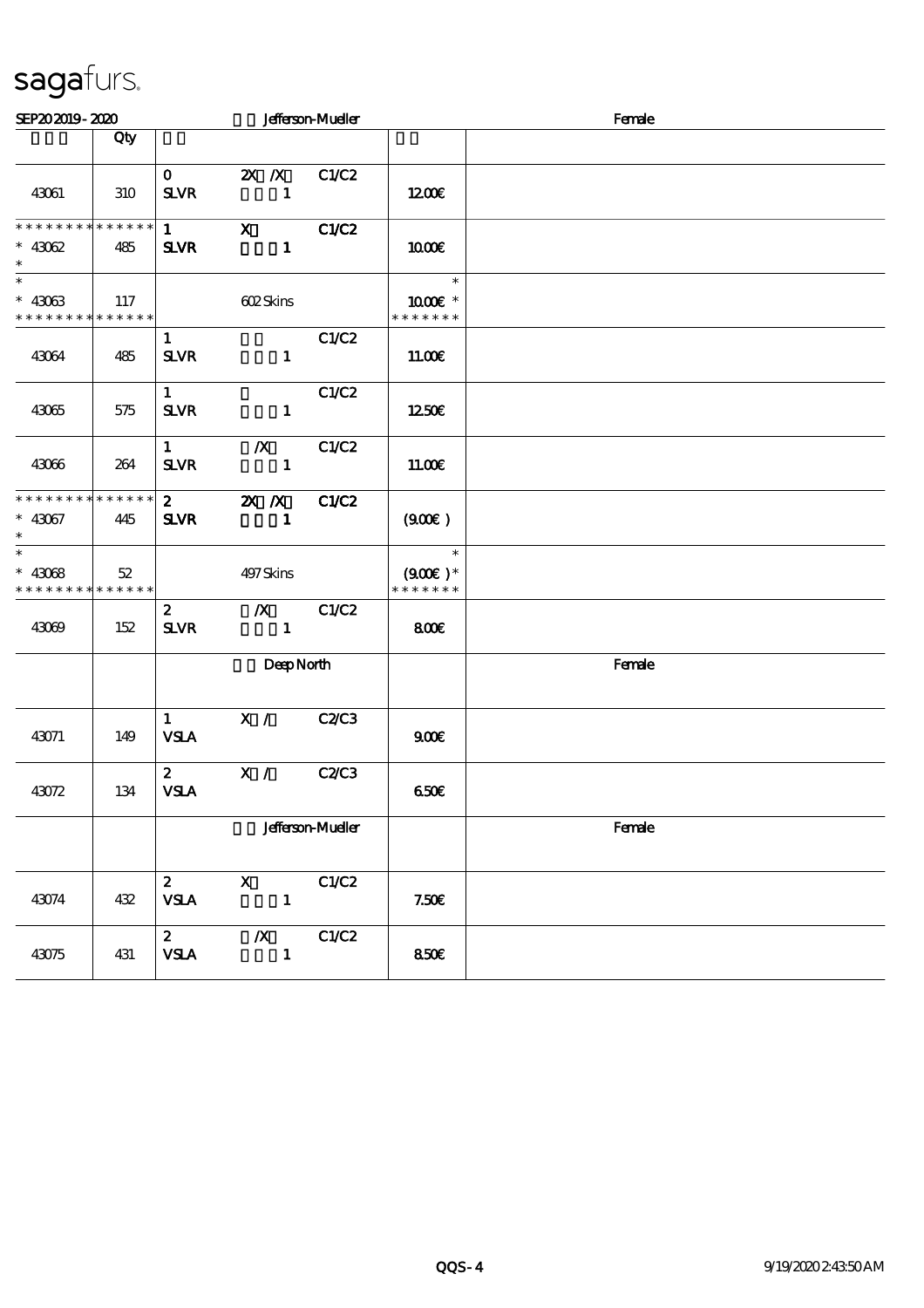# sagafurs.

SEP20 2019 - 2020 Jefferson-Mueller Female

| | Qty | | | | | |
|---|---|---|---|---|---|---|
| 43061 | 310 | 0 SLVR | 2X /X 1 | C1/C2 | 12.00€ | |
| * * * * * * * * * * * * * * <br>* 43062<br>* | 485 | 1 SLVR | X 1 | C1/C2 | 10.00€ | |
| *<br>* 43063<br>* * * * * * * * * * * * * * | 117 | | 602 Skins | | *<br>10.00€ *<br>* * * * * * * | |
| 43064 | 485 | 1 SLVR | 1 | C1/C2 | 11.00€ | |
| 43065 | 575 | 1 SLVR | 1 | C1/C2 | 12.50€ | |
| 43066 | 264 | 1 SLVR | /X 1 | C1/C2 | 11.00€ | |
| * * * * * * * * * * * * * * <br>* 43067<br>* | 445 | 2 SLVR | 2X /X 1 | C1/C2 | (9.00€ ) | |
| *<br>* 43068<br>* * * * * * * * * * * * * * | 52 | | 497 Skins | | *<br>(9.00€ ) *<br>* * * * * * * | |
| 43069 | 152 | 2 SLVR | /X 1 | C1/C2 | 8.00€ | |
| | | | Deep North | | | Female |
| 43071 | 149 | 1 VSLA | X / | C2/C3 | 9.00€ | |
| 43072 | 134 | 2 VSLA | X / | C2/C3 | 6.50€ | |
| | | | Jefferson-Mueller | | | Female |
| 43074 | 432 | 2 VSLA | X 1 | C1/C2 | 7.50€ | |
| 43075 | 431 | 2 VSLA | /X 1 | C1/C2 | 8.50€ | |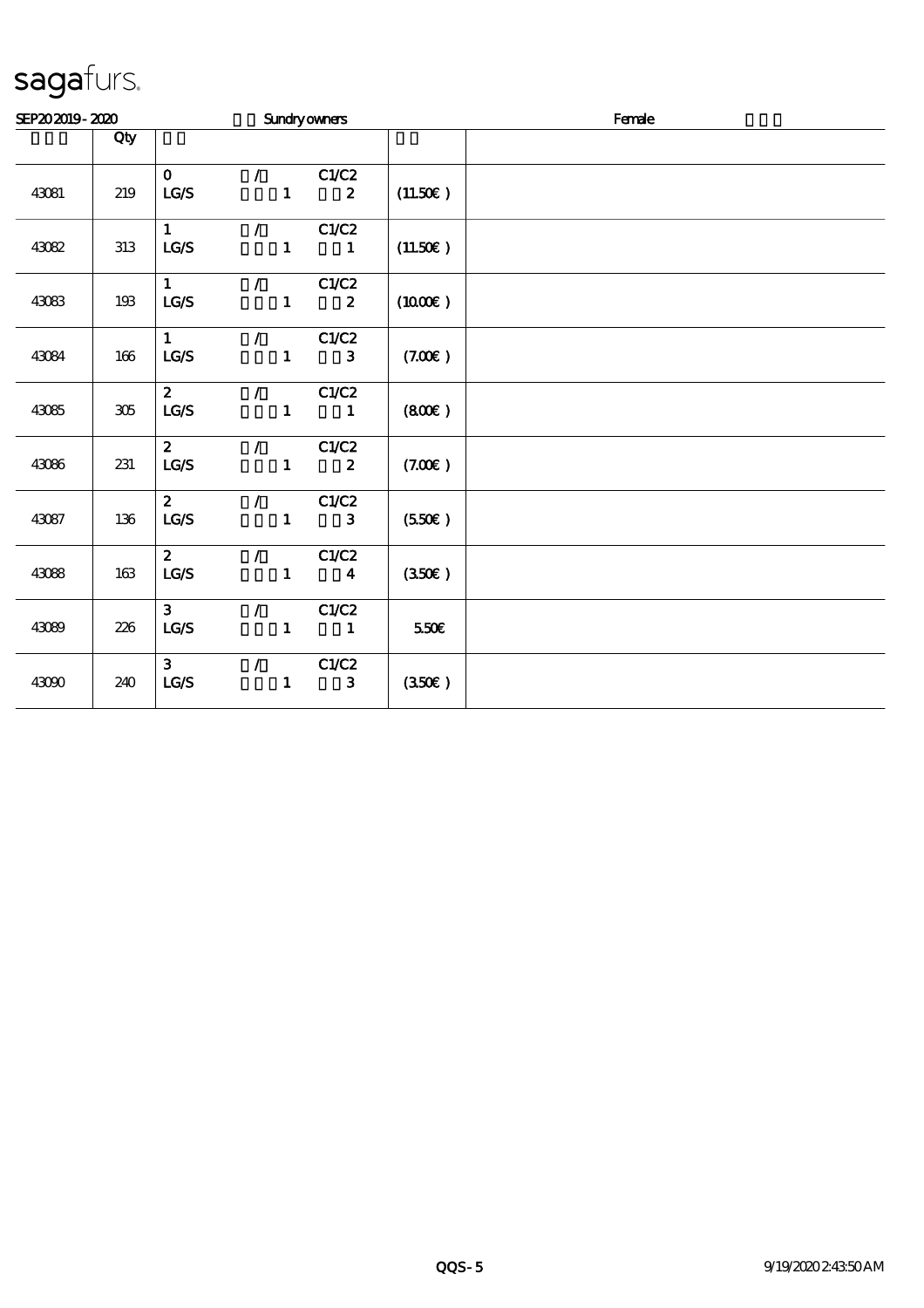# sagafurs.

SEP20 2019 - 2020 Sundry owners Female

| | Qty | | |
|---|---|---|---|
| 43081 | 219 | 0 / C1/C2<br>LG/S 1 2 | (11.50€ ) |
| 43082 | 313 | 1 / C1/C2<br>LG/S 1 1 | (11.50€ ) |
| 43083 | 193 | 1 / C1/C2<br>LG/S 1 2 | (10.00€ ) |
| 43084 | 166 | 1 / C1/C2<br>LG/S 1 3 | (7.00€ ) |
| 43085 | 305 | 2 / C1/C2<br>LG/S 1 1 | (8.00€ ) |
| 43086 | 231 | 2 / C1/C2<br>LG/S 1 2 | (7.00€ ) |
| 43087 | 136 | 2 / C1/C2<br>LG/S 1 3 | (5.50€ ) |
| 43088 | 163 | 2 / C1/C2<br>LG/S 1 4 | (3.50€ ) |
| 43089 | 226 | 3 / C1/C2<br>LG/S 1 1 | 5.50€ |
| 43090 | 240 | 3 / C1/C2<br>LG/S 1 3 | (3.50€ ) |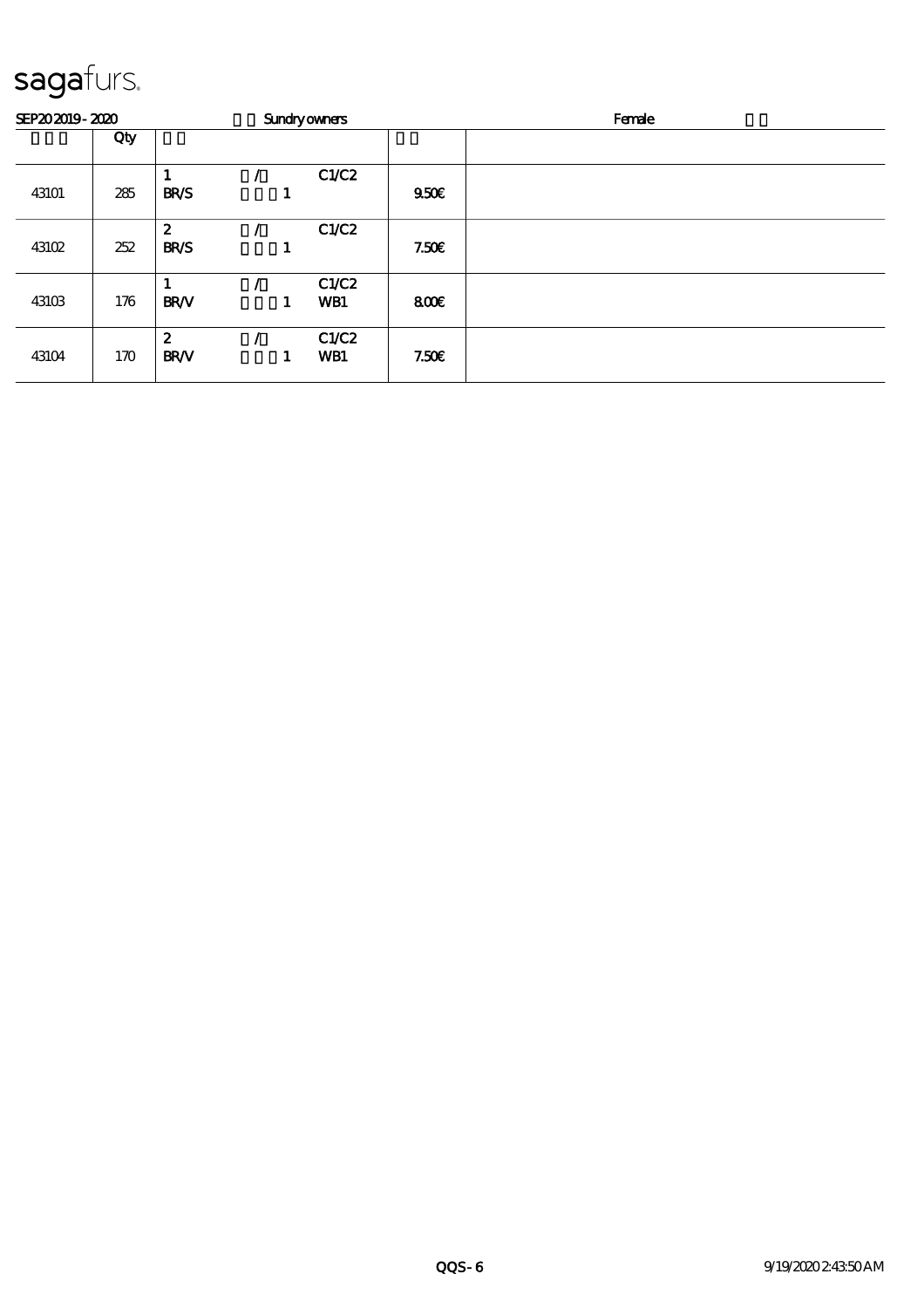sagafurs.

SEP20 2019 - 2020 Sundry owners Female

| | Qty | | | | | |
|---|---|---|---|---|---|---|
| 43101 | 285 | 1<br>BR/S | /<br>1 | C1/C2 | 9.50€ | |
| 43102 | 252 | 2<br>BR/S | /<br>1 | C1/C2 | 7.50€ | |
| 43103 | 176 | 1<br>BR/V | /<br>1 | C1/C2<br>WB1 | 8.00€ | |
| 43104 | 170 | 2<br>BR/V | /<br>1 | C1/C2<br>WB1 | 7.50€ | |

QQS - 6 9/19/2020 2:43:50 AM